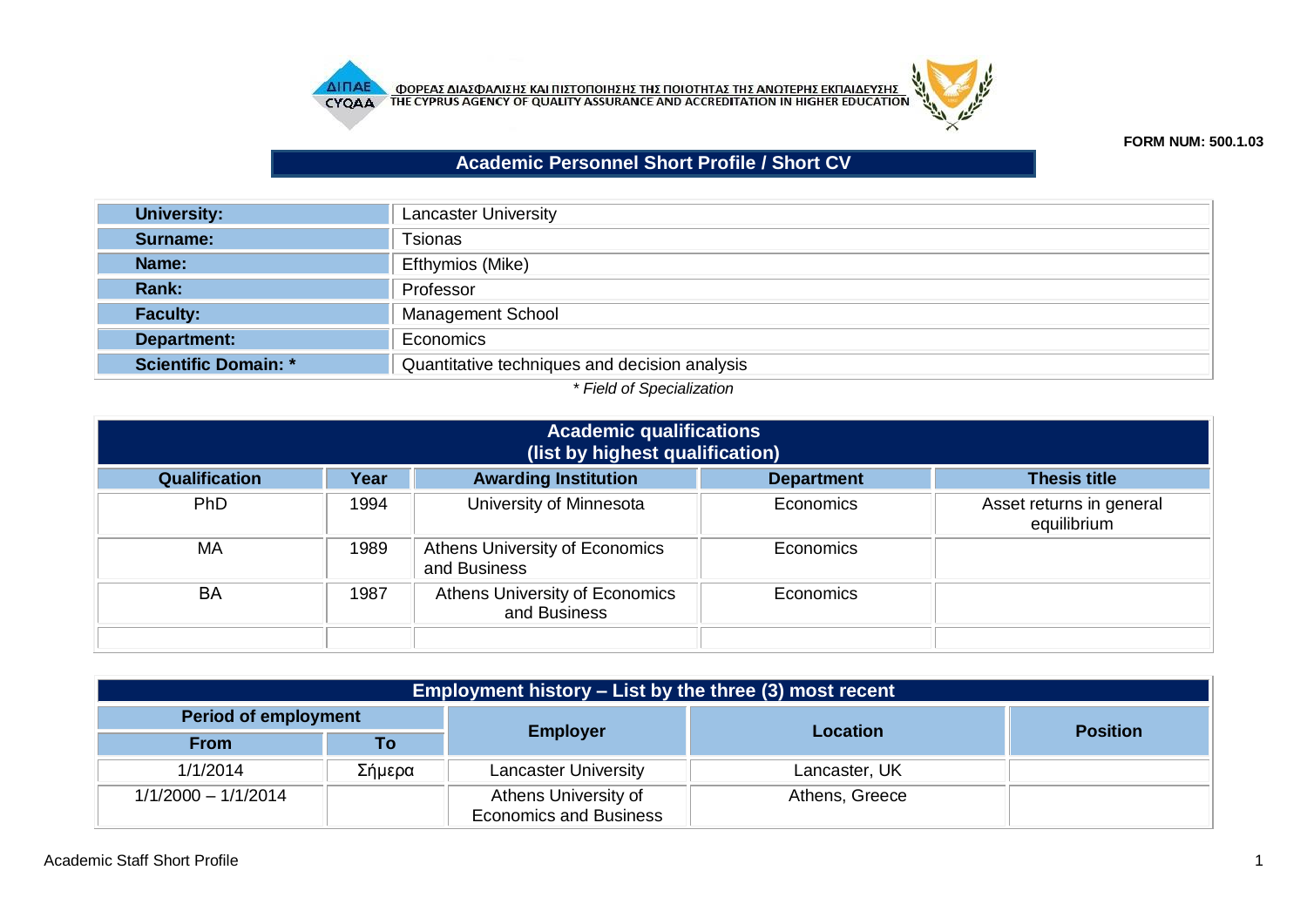ΦΟΡΕΑΣ ΔΙΑΣΦΑΛΙΣΗΣ ΚΑΙ ΠΙΣΤΟΠΟΙΗΣΗΣ ΤΗΣ ΠΟΙΟΤΗΤΑΣ ΤΗΣ ΑΝΩΤΕΡΗΣ ΕΚΠΑΙΔΕΥΣΗΣ
THE CYPRUS AGENCY OF QUALITY ASSURANCE AND ACCREDITATION IN HIGHER EDUCATION

**FORM NUM: 500.1.03**

# Academic Personnel Short Profile / Short CV

| | |
|---|---|
| **University:** | Lancaster University |
| **Surname:** | Tsionas |
| **Name:** | Efthymios (Mike) |
| **Rank:** | Professor |
| **Faculty:** | Management School |
| **Department:** | Economics |
| **Scientific Domain: *** | Quantitative techniques and decision analysis |

*\* Field of Specialization*

## Academic qualifications (list by highest qualification)

| Qualification | Year | Awarding Institution | Department | Thesis title |
|---|---|---|---|---|
| PhD | 1994 | University of Minnesota | Economics | Asset returns in general equilibrium |
| MA | 1989 | Athens University of Economics and Business | Economics | |
| BA | 1987 | Athens University of Economics and Business | Economics | |
| | | | | |

## Employment history – List by the three (3) most recent

| Period of employment | | Employer | Location | Position |
|---|---|---|---|---|
| From | To | | | |
| 1/1/2014 | Σήμερα | Lancaster University | Lancaster, UK | |
| 1/1/2000 – 1/1/2014 | | Athens University of Economics and Business | Athens, Greece | |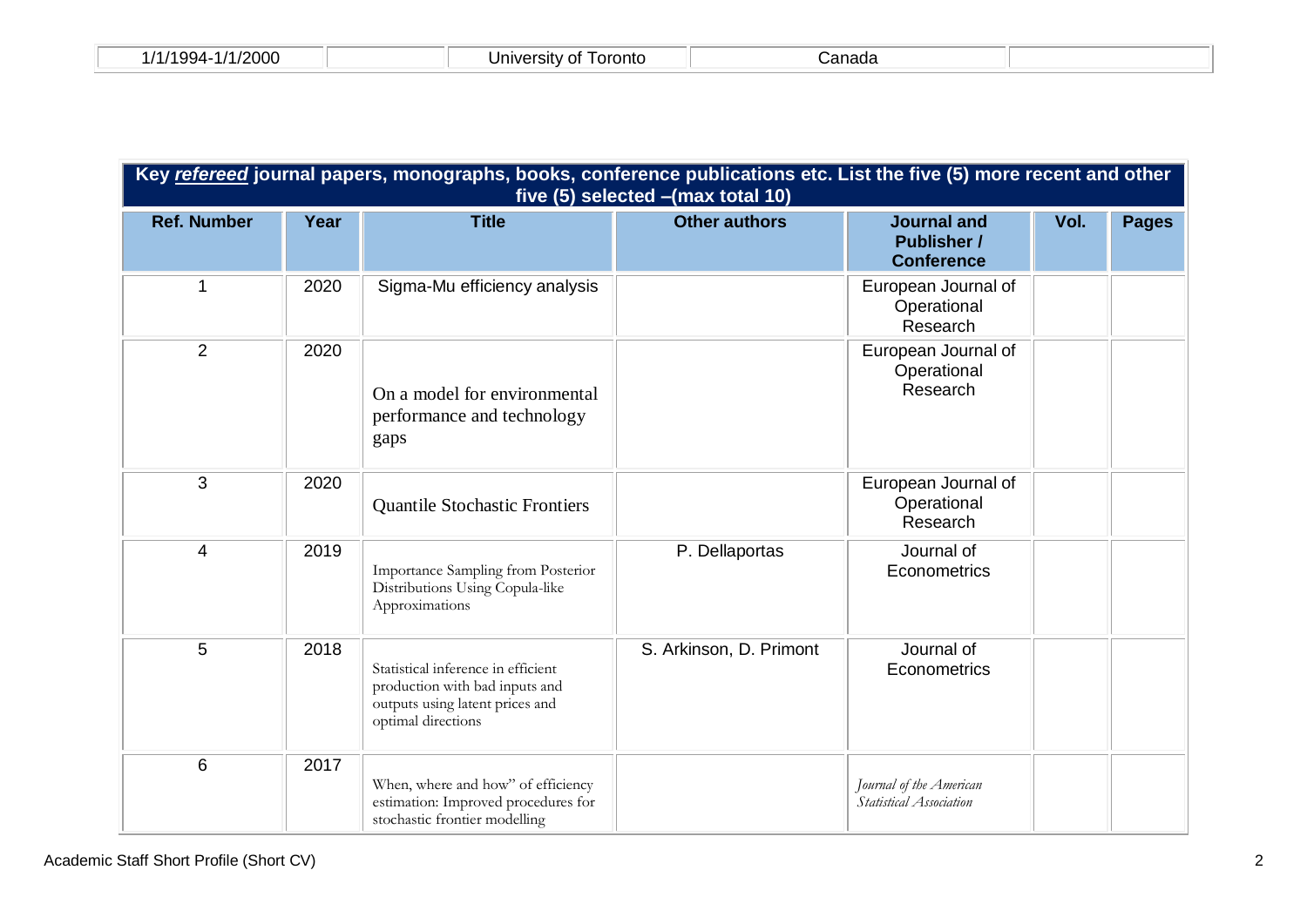| 1/1/1994-1/1/2000 | | University of Toronto | Canada | |
|---|---|---|---|---|

**Key *refereed* journal papers, monographs, books, conference publications etc. List the five (5) more recent and other five (5) selected –(max total 10)**

| Ref. Number | Year | Title | Other authors | Journal and Publisher / Conference | Vol. | Pages |
|---|---|---|---|---|---|---|
| 1 | 2020 | Sigma-Mu efficiency analysis | | European Journal of Operational Research | | |
| 2 | 2020 | On a model for environmental performance and technology gaps | | European Journal of Operational Research | | |
| 3 | 2020 | Quantile Stochastic Frontiers | | European Journal of Operational Research | | |
| 4 | 2019 | Importance Sampling from Posterior Distributions Using Copula-like Approximations | P. Dellaportas | Journal of Econometrics | | |
| 5 | 2018 | Statistical inference in efficient production with bad inputs and outputs using latent prices and optimal directions | S. Arkinson, D. Primont | Journal of Econometrics | | |
| 6 | 2017 | When, where and how" of efficiency estimation: Improved procedures for stochastic frontier modelling | | *Journal of the American Statistical Association* | | |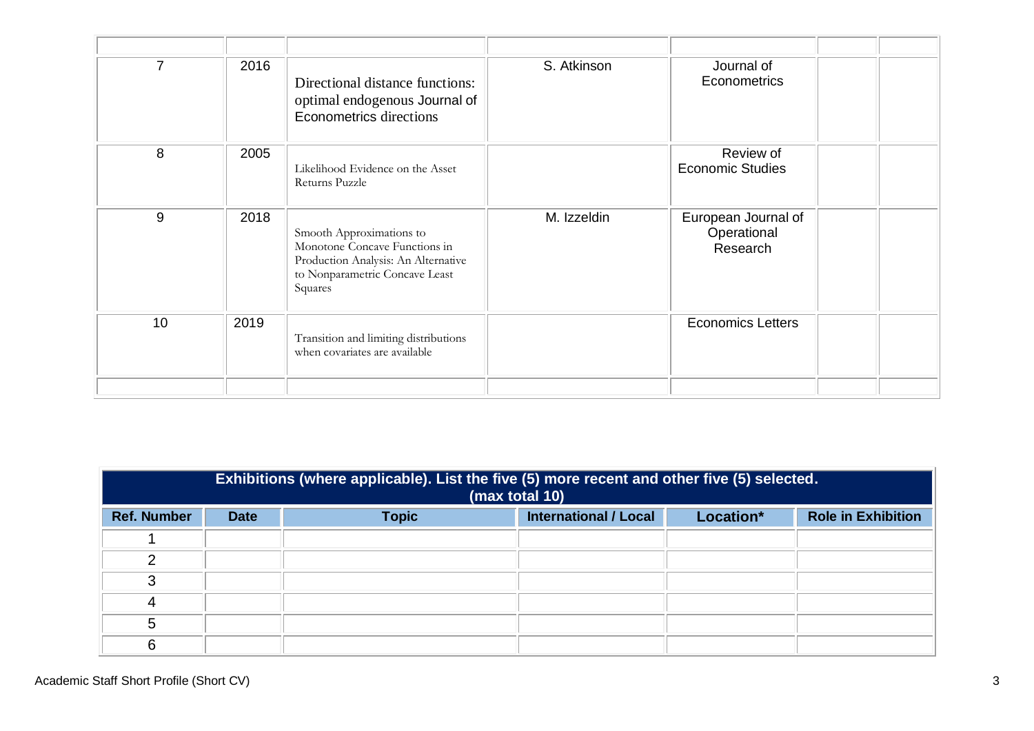| | | | | | | |
|---|---|---|---|---|---|---|
| | | | | | | |
| 7 | 2016 | Directional distance functions: optimal endogenous Journal of Econometrics directions | S. Atkinson | Journal of Econometrics | | |
| 8 | 2005 | Likelihood Evidence on the Asset Returns Puzzle | | Review of Economic Studies | | |
| 9 | 2018 | Smooth Approximations to Monotone Concave Functions in Production Analysis: An Alternative to Nonparametric Concave Least Squares | M. Izzeldin | European Journal of Operational Research | | |
| 10 | 2019 | Transition and limiting distributions when covariates are available | | Economics Letters | | |
| | | | | | | |

| Exhibitions (where applicable). List the five (5) more recent and other five (5) selected. (max total 10) | | | | | |
|---|---|---|---|---|---|
| **Ref. Number** | **Date** | **Topic** | **International / Local** | **Location*** | **Role in Exhibition** |
| 1 | | | | | |
| 2 | | | | | |
| 3 | | | | | |
| 4 | | | | | |
| 5 | | | | | |
| 6 | | | | | |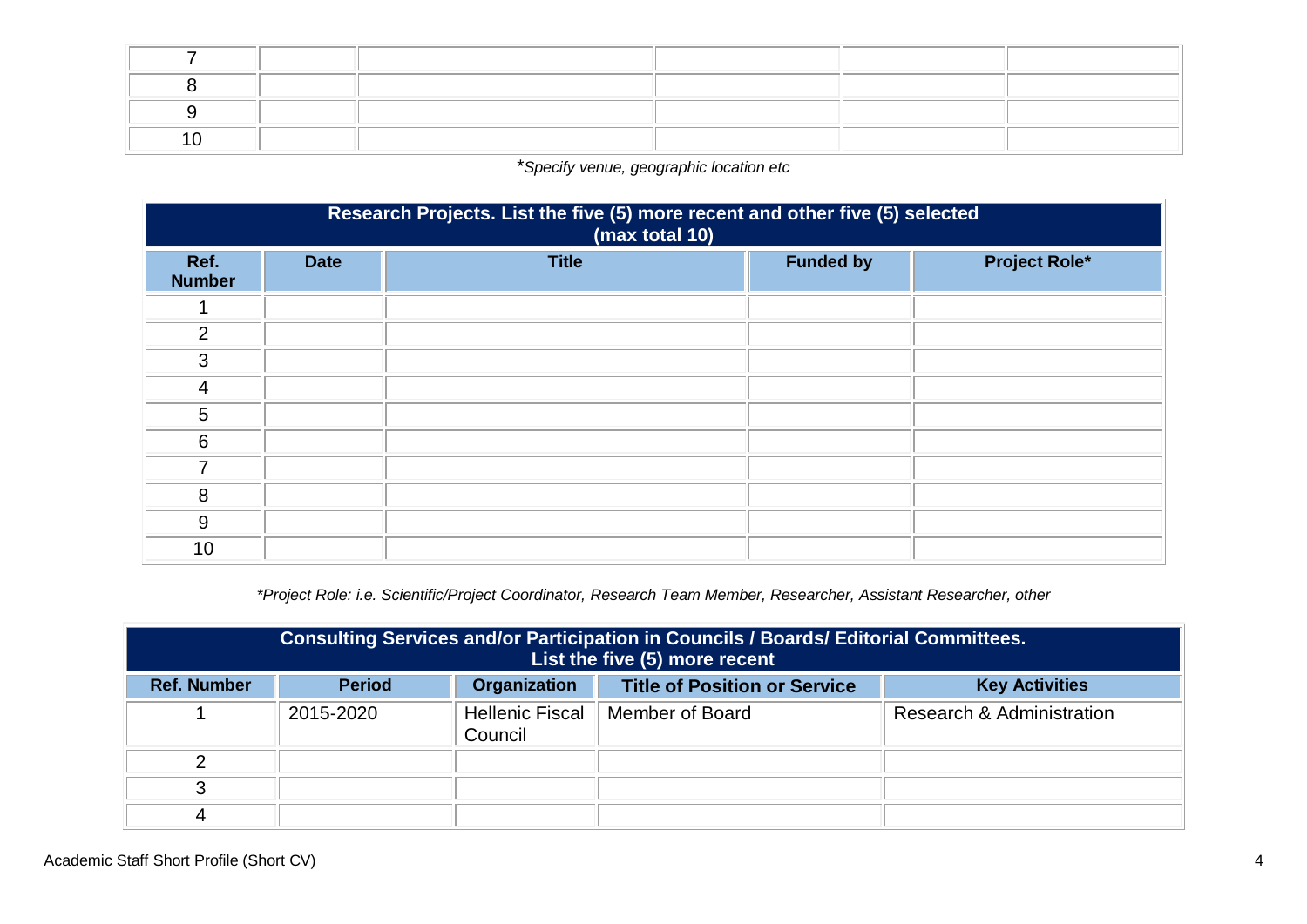| | | | | | |
|---|---|---|---|---|---|
| 7 | | | | | |
| 8 | | | | | |
| 9 | | | | | |
| 10 | | | | | |

**Specify venue, geographic location etc*

| Research Projects. List the five (5) more recent and other five (5) selected (max total 10) | | | | |
|---|---|---|---|---|
| **Ref. Number** | **Date** | **Title** | **Funded by** | **Project Role*** |
| 1 | | | | |
| 2 | | | | |
| 3 | | | | |
| 4 | | | | |
| 5 | | | | |
| 6 | | | | |
| 7 | | | | |
| 8 | | | | |
| 9 | | | | |
| 10 | | | | |

**Project Role: i.e. Scientific/Project Coordinator, Research Team Member, Researcher, Assistant Researcher, other*

| Consulting Services and/or Participation in Councils / Boards/ Editorial Committees. List the five (5) more recent | | | | |
|---|---|---|---|---|
| **Ref. Number** | **Period** | **Organization** | **Title of Position or Service** | **Key Activities** |
| 1 | 2015-2020 | Hellenic Fiscal Council | Member of Board | Research & Administration |
| 2 | | | | |
| 3 | | | | |
| 4 | | | | |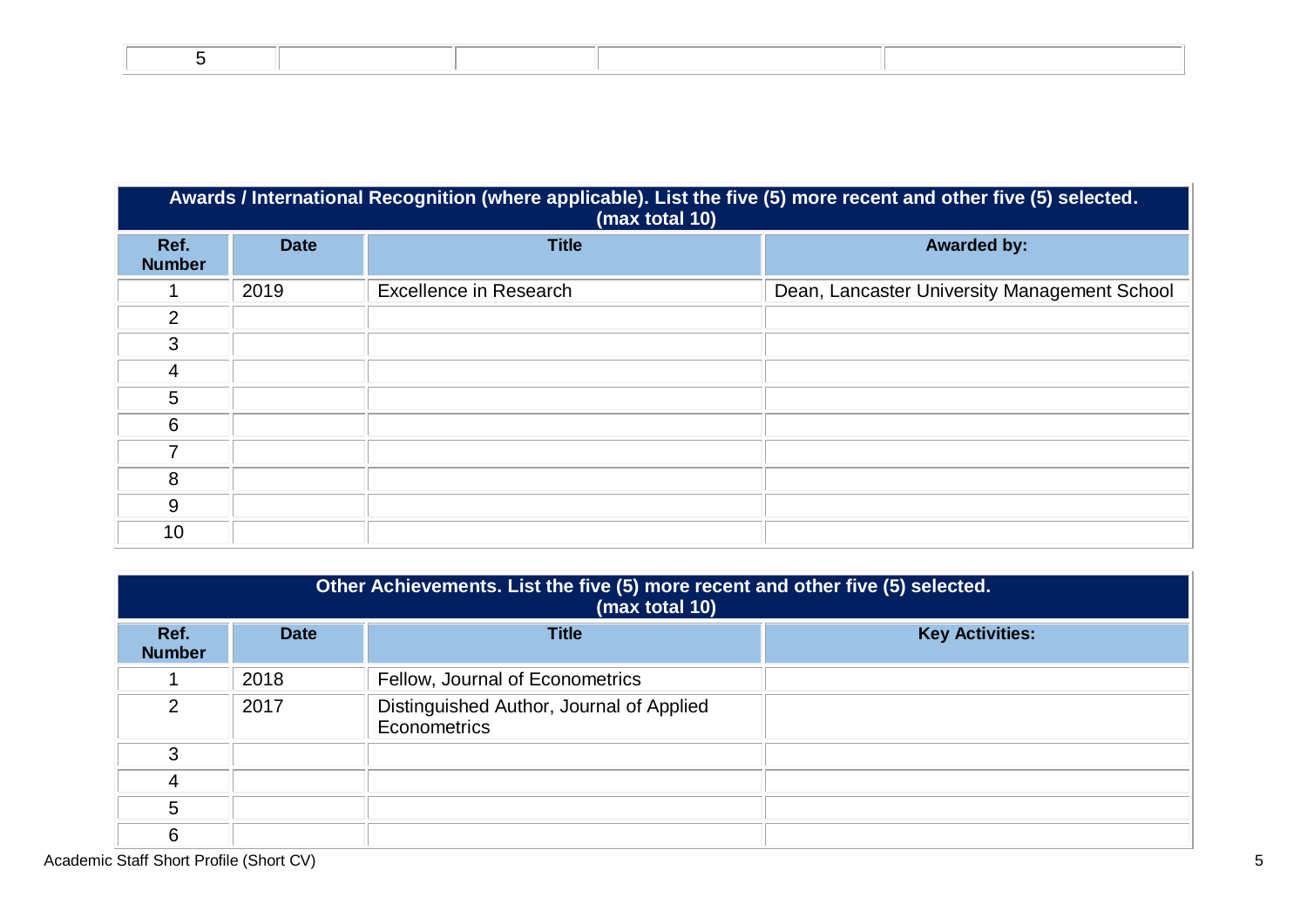| | | | | |
|---|---|---|---|---|
| 5 | | | | |

| Awards / International Recognition (where applicable). List the five (5) more recent and other five (5) selected. (max total 10) | | | |
|---|---|---|---|
| **Ref. Number** | **Date** | **Title** | **Awarded by:** |
| 1 | 2019 | Excellence in Research | Dean, Lancaster University Management School |
| 2 | | | |
| 3 | | | |
| 4 | | | |
| 5 | | | |
| 6 | | | |
| 7 | | | |
| 8 | | | |
| 9 | | | |
| 10 | | | |

| Other Achievements. List the five (5) more recent and other five (5) selected. (max total 10) | | | |
|---|---|---|---|
| **Ref. Number** | **Date** | **Title** | **Key Activities:** |
| 1 | 2018 | Fellow, Journal of Econometrics | |
| 2 | 2017 | Distinguished Author, Journal of Applied Econometrics | |
| 3 | | | |
| 4 | | | |
| 5 | | | |
| 6 | | | |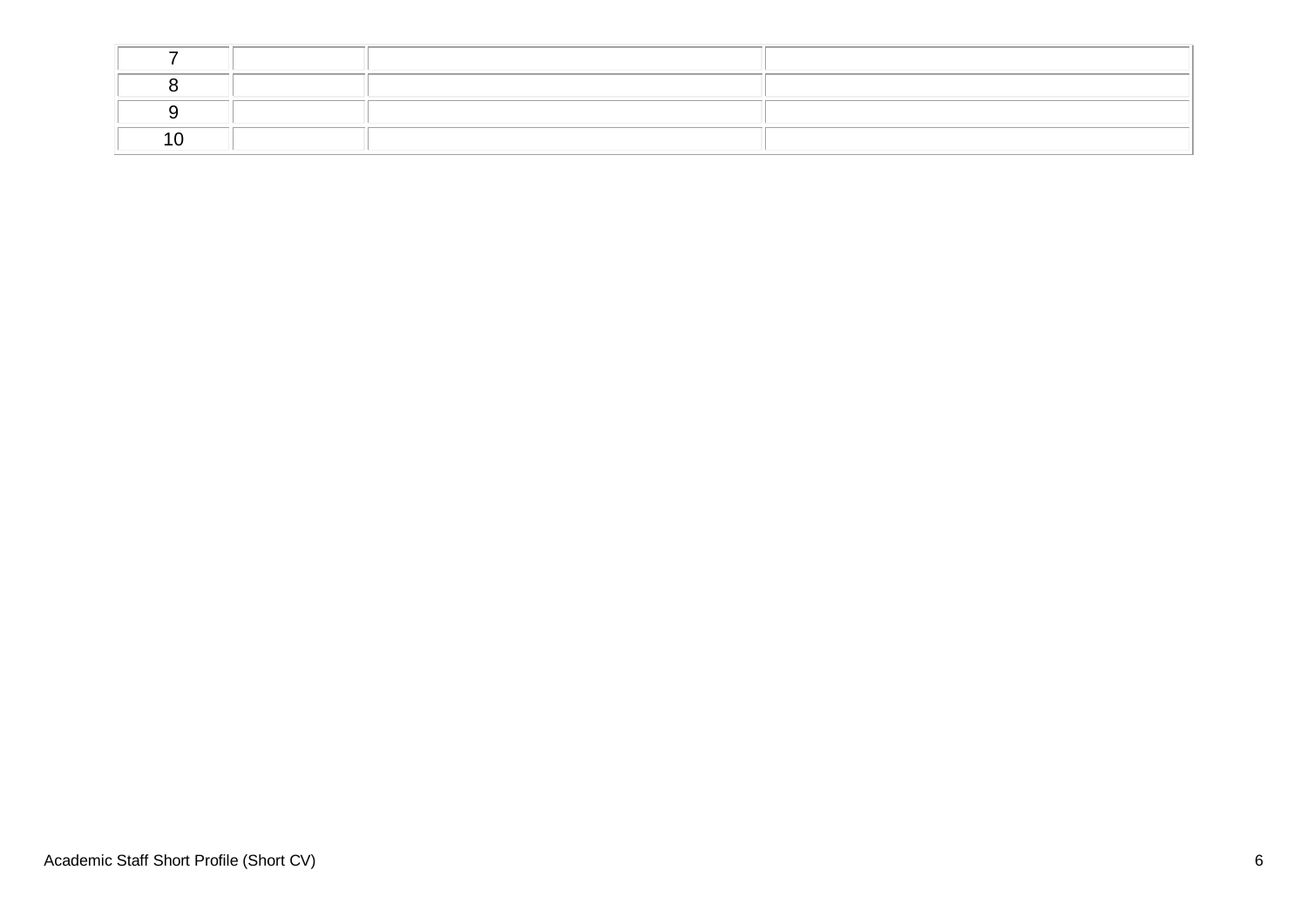| | | | |
|---|---|---|---|
| 7 | | | |
| 8 | | | |
| 9 | | | |
| 10 | | | |